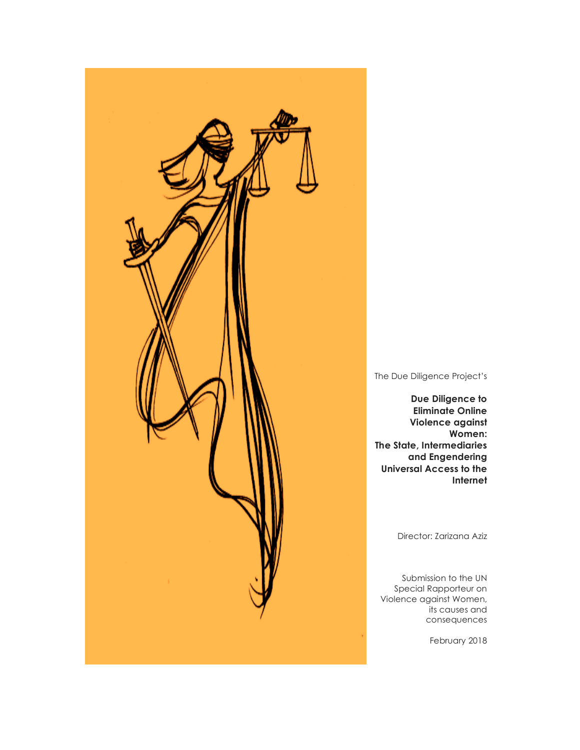The Due Diligence Project's

# Due Diligence to Eliminate Online Violence against Women: The State, Intermediaries and Engendering Universal Access to the Internet

Director: Zarizana Aziz

Submission to the UN Special Rapporteur on Violence against Women, its causes and consequences

February 2018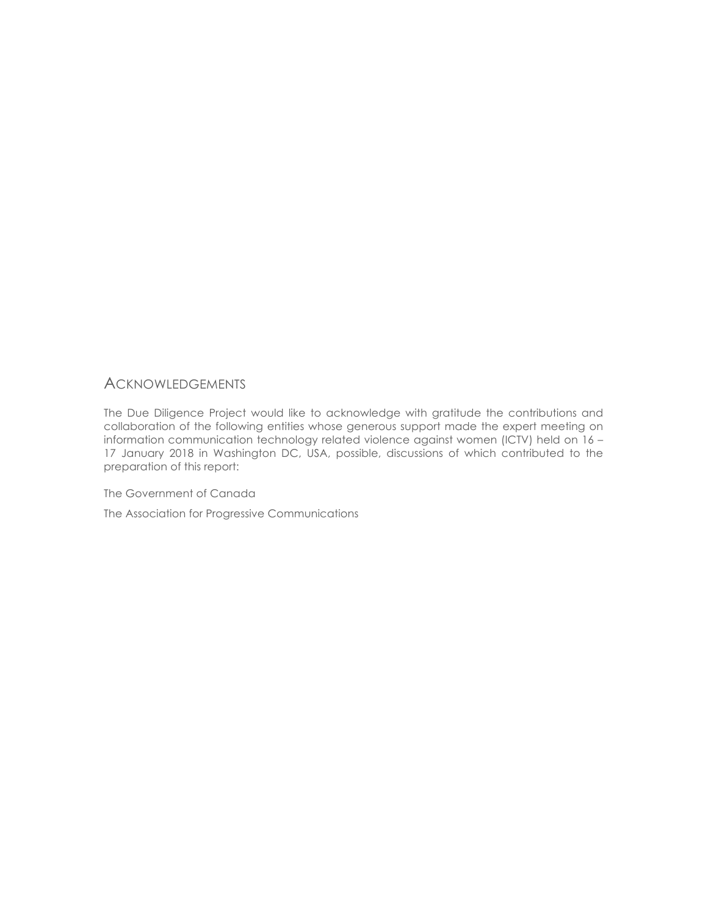## Acknowledgements

The Due Diligence Project would like to acknowledge with gratitude the contributions and collaboration of the following entities whose generous support made the expert meeting on information communication technology related violence against women (ICTV) held on 16 – 17 January 2018 in Washington DC, USA, possible, discussions of which contributed to the preparation of this report:

The Government of Canada

The Association for Progressive Communications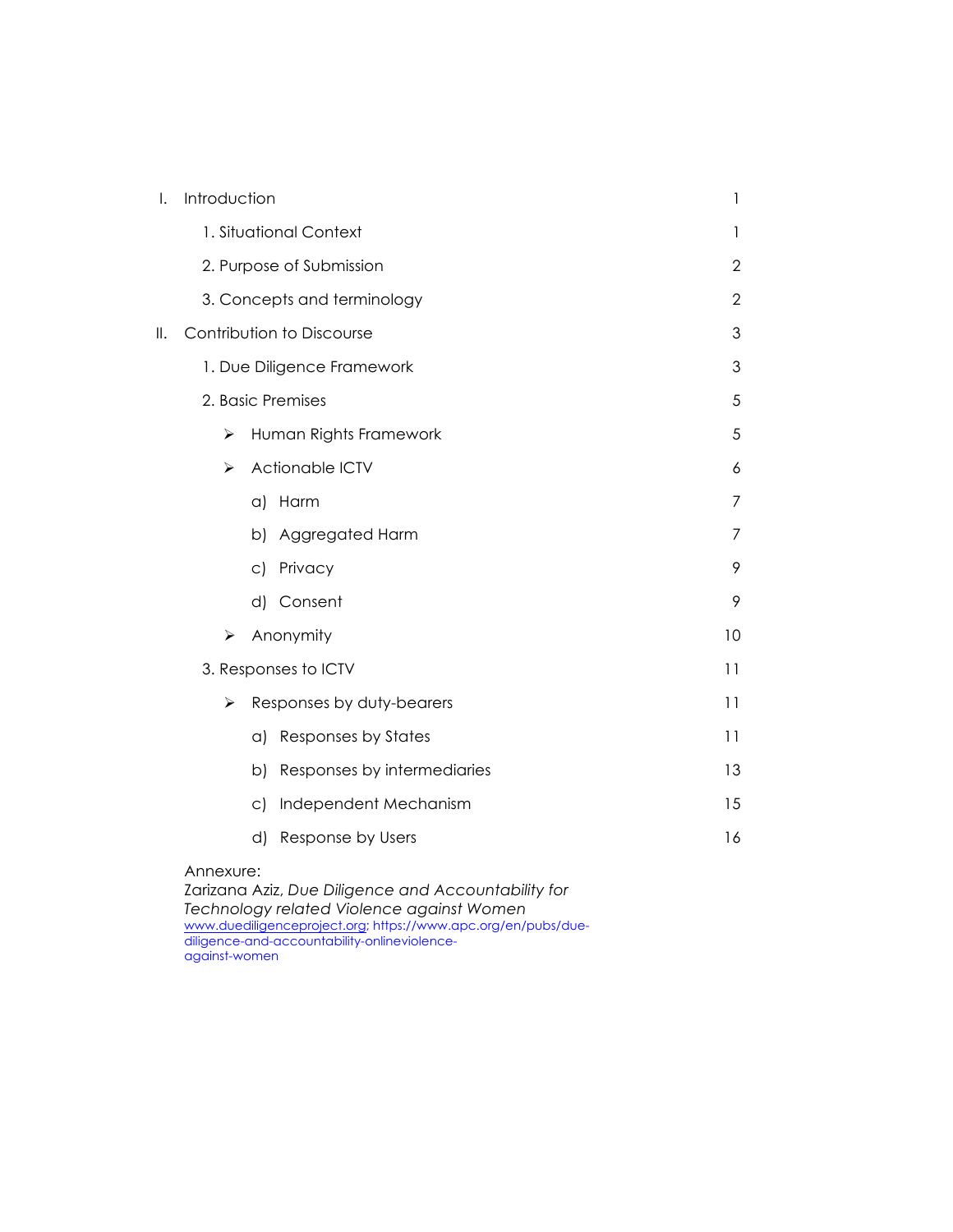| | | |
|---|---|---|
| I. | Introduction | 1 |
| | 1. Situational Context | 1 |
| | 2. Purpose of Submission | 2 |
| | 3. Concepts and terminology | 2 |
| II. | Contribution to Discourse | 3 |
| | 1. Due Diligence Framework | 3 |
| | 2. Basic Premises | 5 |
| | ➢ Human Rights Framework | 5 |
| | ➢ Actionable ICTV | 6 |
| | a) Harm | 7 |
| | b) Aggregated Harm | 7 |
| | c) Privacy | 9 |
| | d) Consent | 9 |
| | ➢ Anonymity | 10 |
| | 3. Responses to ICTV | 11 |
| | ➢ Responses by duty-bearers | 11 |
| | a) Responses by States | 11 |
| | b) Responses by intermediaries | 13 |
| | c) Independent Mechanism | 15 |
| | d) Response by Users | 16 |

Annexure:
Zarizana Aziz, *Due Diligence and Accountability for Technology related Violence against Women*
www.duediligenceproject.org; https://www.apc.org/en/pubs/due-diligence-and-accountability-onlineviolence-against-women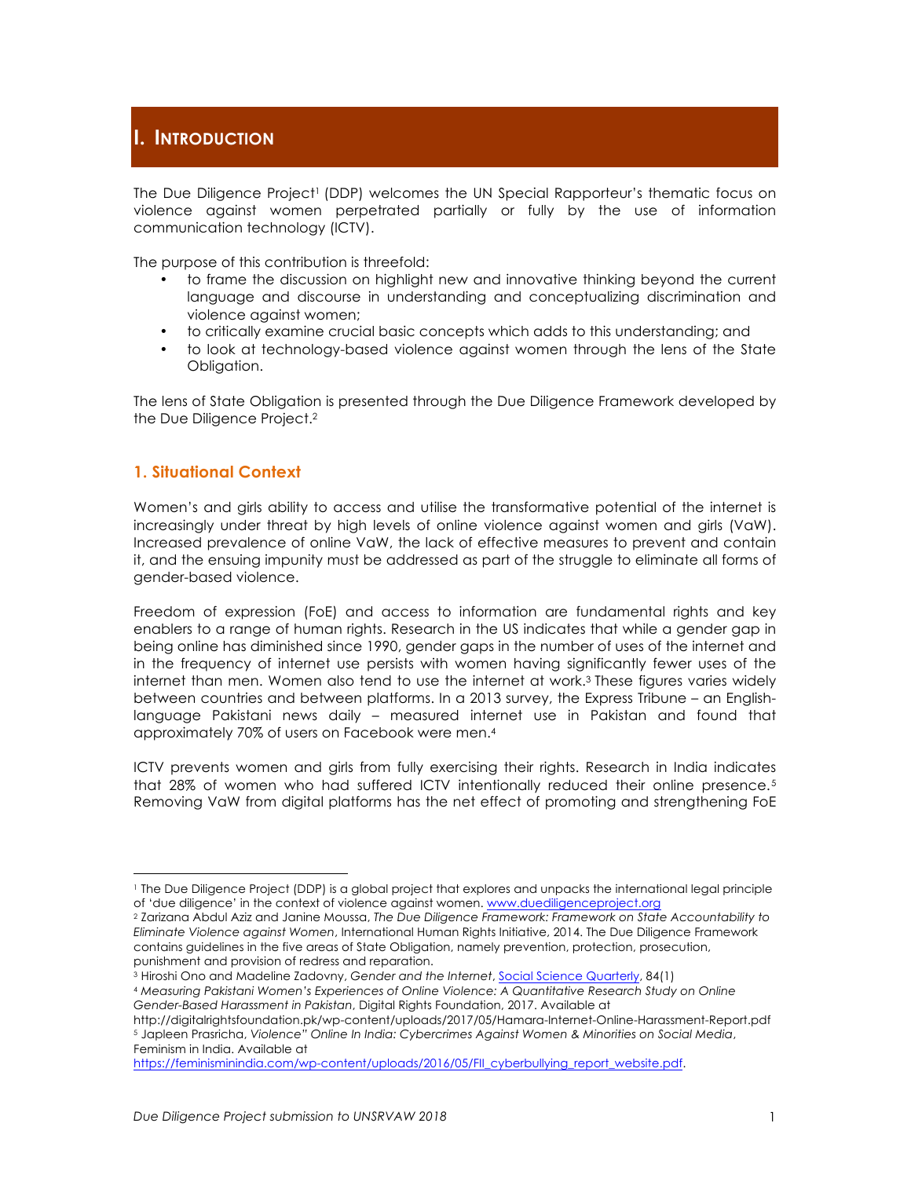# I. Introduction

The Due Diligence Project[1] (DDP) welcomes the UN Special Rapporteur's thematic focus on violence against women perpetrated partially or fully by the use of information communication technology (ICTV).

The purpose of this contribution is threefold:

- to frame the discussion on highlight new and innovative thinking beyond the current language and discourse in understanding and conceptualizing discrimination and violence against women;
- to critically examine crucial basic concepts which adds to this understanding; and
- to look at technology-based violence against women through the lens of the State Obligation.

The lens of State Obligation is presented through the Due Diligence Framework developed by the Due Diligence Project.[2]

## 1. Situational Context

Women's and girls ability to access and utilise the transformative potential of the internet is increasingly under threat by high levels of online violence against women and girls (VaW). Increased prevalence of online VaW, the lack of effective measures to prevent and contain it, and the ensuing impunity must be addressed as part of the struggle to eliminate all forms of gender-based violence.

Freedom of expression (FoE) and access to information are fundamental rights and key enablers to a range of human rights. Research in the US indicates that while a gender gap in being online has diminished since 1990, gender gaps in the number of uses of the internet and in the frequency of internet use persists with women having significantly fewer uses of the internet than men. Women also tend to use the internet at work.[3] These figures varies widely between countries and between platforms. In a 2013 survey, the Express Tribune – an English-language Pakistani news daily – measured internet use in Pakistan and found that approximately 70% of users on Facebook were men.[4]

ICTV prevents women and girls from fully exercising their rights. Research in India indicates that 28% of women who had suffered ICTV intentionally reduced their online presence.[5] Removing VaW from digital platforms has the net effect of promoting and strengthening FoE

---

[1] The Due Diligence Project (DDP) is a global project that explores and unpacks the international legal principle of 'due diligence' in the context of violence against women. www.duediligenceproject.org

[2] Zarizana Abdul Aziz and Janine Moussa, *The Due Diligence Framework: Framework on State Accountability to Eliminate Violence against Women*, International Human Rights Initiative, 2014. The Due Diligence Framework contains guidelines in the five areas of State Obligation, namely prevention, protection, prosecution, punishment and provision of redress and reparation.

[3] Hiroshi Ono and Madeline Zadovny, *Gender and the Internet*, Social Science Quarterly, 84(1)

[4] *Measuring Pakistani Women's Experiences of Online Violence: A Quantitative Research Study on Online Gender-Based Harassment in Pakistan*, Digital Rights Foundation, 2017. Available at http://digitalrightsfoundation.pk/wp-content/uploads/2017/05/Hamara-Internet-Online-Harassment-Report.pdf

[5] Japleen Prasricha, *Violence" Online In India: Cybercrimes Against Women & Minorities on Social Media*, Feminism in India. Available at https://feminisminindia.com/wp-content/uploads/2016/05/FII_cyberbullying_report_website.pdf.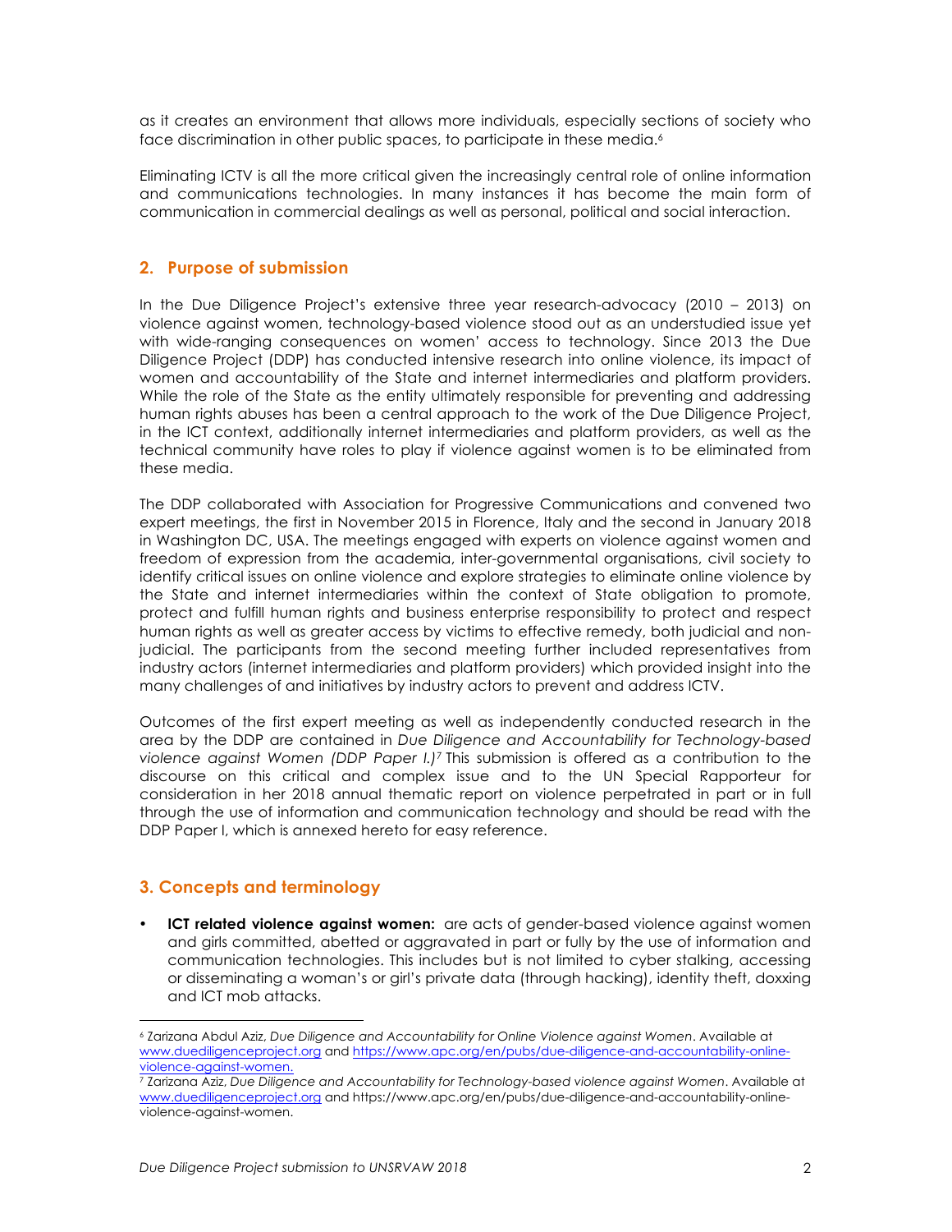as it creates an environment that allows more individuals, especially sections of society who face discrimination in other public spaces, to participate in these media.[6]

Eliminating ICTV is all the more critical given the increasingly central role of online information and communications technologies. In many instances it has become the main form of communication in commercial dealings as well as personal, political and social interaction.

## 2. Purpose of submission

In the Due Diligence Project's extensive three year research-advocacy (2010 – 2013) on violence against women, technology-based violence stood out as an understudied issue yet with wide-ranging consequences on women' access to technology. Since 2013 the Due Diligence Project (DDP) has conducted intensive research into online violence, its impact of women and accountability of the State and internet intermediaries and platform providers. While the role of the State as the entity ultimately responsible for preventing and addressing human rights abuses has been a central approach to the work of the Due Diligence Project, in the ICT context, additionally internet intermediaries and platform providers, as well as the technical community have roles to play if violence against women is to be eliminated from these media.

The DDP collaborated with Association for Progressive Communications and convened two expert meetings, the first in November 2015 in Florence, Italy and the second in January 2018 in Washington DC, USA. The meetings engaged with experts on violence against women and freedom of expression from the academia, inter-governmental organisations, civil society to identify critical issues on online violence and explore strategies to eliminate online violence by the State and internet intermediaries within the context of State obligation to promote, protect and fulfill human rights and business enterprise responsibility to protect and respect human rights as well as greater access by victims to effective remedy, both judicial and non-judicial. The participants from the second meeting further included representatives from industry actors (internet intermediaries and platform providers) which provided insight into the many challenges of and initiatives by industry actors to prevent and address ICTV.

Outcomes of the first expert meeting as well as independently conducted research in the area by the DDP are contained in *Due Diligence and Accountability for Technology-based violence against Women (DDP Paper I.)*[7] This submission is offered as a contribution to the discourse on this critical and complex issue and to the UN Special Rapporteur for consideration in her 2018 annual thematic report on violence perpetrated in part or in full through the use of information and communication technology and should be read with the DDP Paper I, which is annexed hereto for easy reference.

## 3. Concepts and terminology

- **ICT related violence against women:** are acts of gender-based violence against women and girls committed, abetted or aggravated in part or fully by the use of information and communication technologies. This includes but is not limited to cyber stalking, accessing or disseminating a woman's or girl's private data (through hacking), identity theft, doxxing and ICT mob attacks.

---

[6] Zarizana Abdul Aziz, *Due Diligence and Accountability for Online Violence against Women*. Available at www.duediligenceproject.org and https://www.apc.org/en/pubs/due-diligence-and-accountability-online-violence-against-women.

[7] Zarizana Aziz, *Due Diligence and Accountability for Technology-based violence against Women*. Available at www.duediligenceproject.org and https://www.apc.org/en/pubs/due-diligence-and-accountability-online-violence-against-women.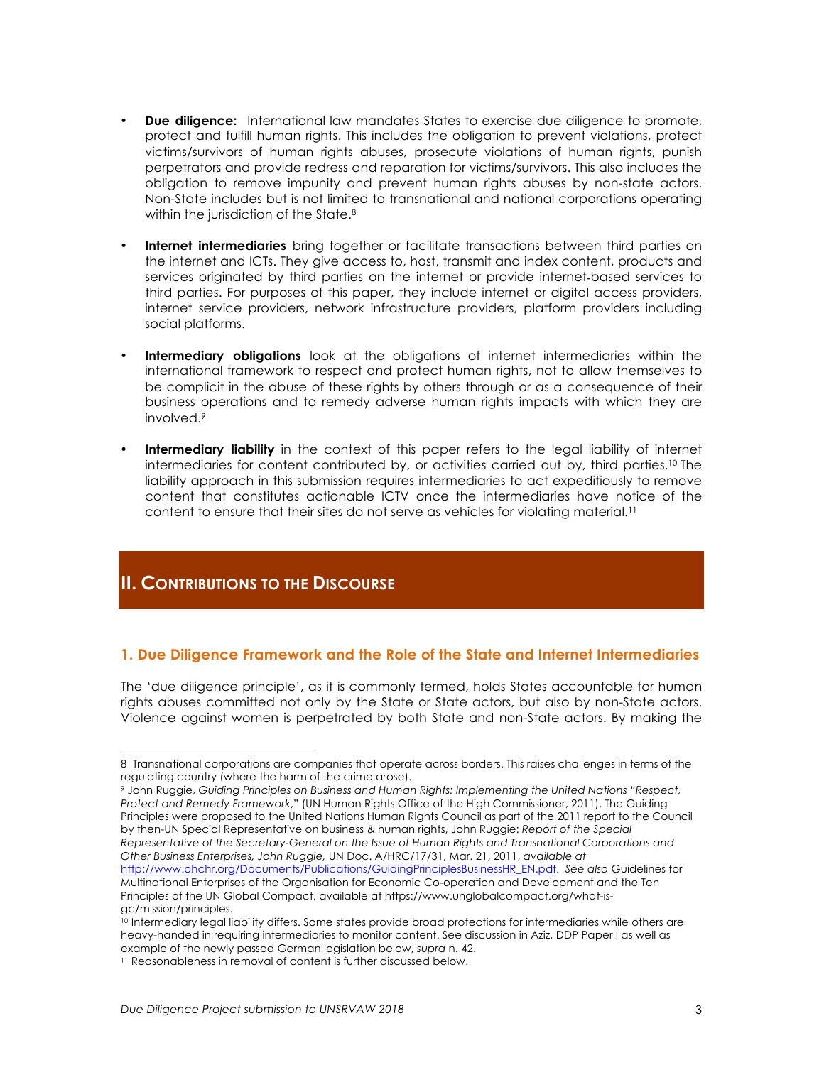- **Due diligence:** International law mandates States to exercise due diligence to promote, protect and fulfill human rights. This includes the obligation to prevent violations, protect victims/survivors of human rights abuses, prosecute violations of human rights, punish perpetrators and provide redress and reparation for victims/survivors. This also includes the obligation to remove impunity and prevent human rights abuses by non-state actors. Non-State includes but is not limited to transnational and national corporations operating within the jurisdiction of the State.[8]

- **Internet intermediaries** bring together or facilitate transactions between third parties on the internet and ICTs. They give access to, host, transmit and index content, products and services originated by third parties on the internet or provide internet-based services to third parties. For purposes of this paper, they include internet or digital access providers, internet service providers, network infrastructure providers, platform providers including social platforms.

- **Intermediary obligations** look at the obligations of internet intermediaries within the international framework to respect and protect human rights, not to allow themselves to be complicit in the abuse of these rights by others through or as a consequence of their business operations and to remedy adverse human rights impacts with which they are involved.[9]

- **Intermediary liability** in the context of this paper refers to the legal liability of internet intermediaries for content contributed by, or activities carried out by, third parties.[10] The liability approach in this submission requires intermediaries to act expeditiously to remove content that constitutes actionable ICTV once the intermediaries have notice of the content to ensure that their sites do not serve as vehicles for violating material.[11]

## II. Contributions to the Discourse

### 1. Due Diligence Framework and the Role of the State and Internet Intermediaries

The 'due diligence principle', as it is commonly termed, holds States accountable for human rights abuses committed not only by the State or State actors, but also by non-State actors. Violence against women is perpetrated by both State and non-State actors. By making the

---

8 Transnational corporations are companies that operate across borders. This raises challenges in terms of the regulating country (where the harm of the crime arose).

9 John Ruggie, *Guiding Principles on Business and Human Rights: Implementing the United Nations "Respect, Protect and Remedy Framework,"* (UN Human Rights Office of the High Commissioner, 2011). The Guiding Principles were proposed to the United Nations Human Rights Council as part of the 2011 report to the Council by then-UN Special Representative on business & human rights, John Ruggie: *Report of the Special Representative of the Secretary-General on the Issue of Human Rights and Transnational Corporations and Other Business Enterprises, John Ruggie,* UN Doc. A/HRC/17/31, Mar. 21, 2011, *available at* http://www.ohchr.org/Documents/Publications/GuidingPrinciplesBusinessHR_EN.pdf. *See also* Guidelines for Multinational Enterprises of the Organisation for Economic Co-operation and Development and the Ten Principles of the UN Global Compact, available at https://www.unglobalcompact.org/what-is-gc/mission/principles.

10 Intermediary legal liability differs. Some states provide broad protections for intermediaries while others are heavy-handed in requiring intermediaries to monitor content. See discussion in Aziz, DDP Paper I as well as example of the newly passed German legislation below, *supra* n. 42.

11 Reasonableness in removal of content is further discussed below.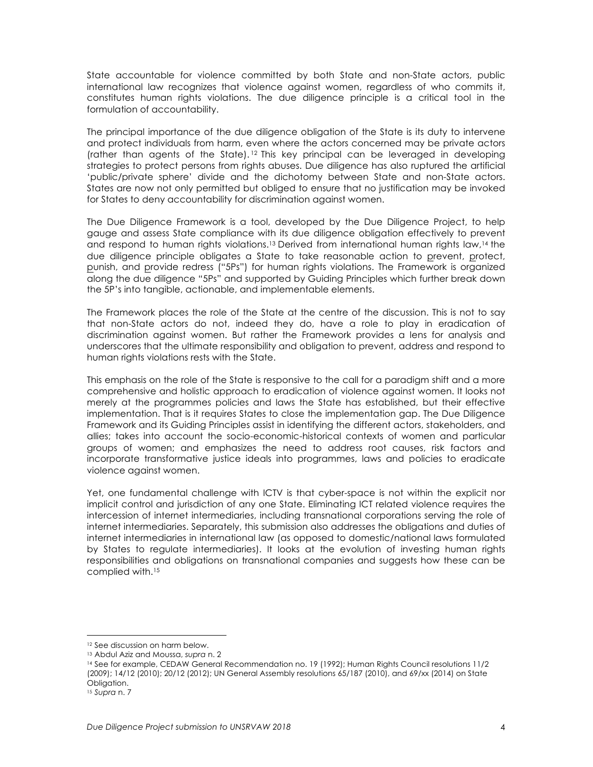State accountable for violence committed by both State and non-State actors, public international law recognizes that violence against women, regardless of who commits it, constitutes human rights violations. The due diligence principle is a critical tool in the formulation of accountability.

The principal importance of the due diligence obligation of the State is its duty to intervene and protect individuals from harm, even where the actors concerned may be private actors (rather than agents of the State).[12] This key principal can be leveraged in developing strategies to protect persons from rights abuses. Due diligence has also ruptured the artificial 'public/private sphere' divide and the dichotomy between State and non-State actors. States are now not only permitted but obliged to ensure that no justification may be invoked for States to deny accountability for discrimination against women.

The Due Diligence Framework is a tool, developed by the Due Diligence Project, to help gauge and assess State compliance with its due diligence obligation effectively to prevent and respond to human rights violations.[13] Derived from international human rights law,[14] the due diligence principle obligates a State to take reasonable action to prevent, protect, punish, and provide redress ("5Ps") for human rights violations. The Framework is organized along the due diligence "5Ps" and supported by Guiding Principles which further break down the 5P's into tangible, actionable, and implementable elements.

The Framework places the role of the State at the centre of the discussion. This is not to say that non-State actors do not, indeed they do, have a role to play in eradication of discrimination against women. But rather the Framework provides a lens for analysis and underscores that the ultimate responsibility and obligation to prevent, address and respond to human rights violations rests with the State.

This emphasis on the role of the State is responsive to the call for a paradigm shift and a more comprehensive and holistic approach to eradication of violence against women. It looks not merely at the programmes policies and laws the State has established, but their effective implementation. That is it requires States to close the implementation gap. The Due Diligence Framework and its Guiding Principles assist in identifying the different actors, stakeholders, and allies; takes into account the socio-economic-historical contexts of women and particular groups of women; and emphasizes the need to address root causes, risk factors and incorporate transformative justice ideals into programmes, laws and policies to eradicate violence against women.

Yet, one fundamental challenge with ICTV is that cyber-space is not within the explicit nor implicit control and jurisdiction of any one State. Eliminating ICT related violence requires the intercession of internet intermediaries, including transnational corporations serving the role of internet intermediaries. Separately, this submission also addresses the obligations and duties of internet intermediaries in international law (as opposed to domestic/national laws formulated by States to regulate intermediaries). It looks at the evolution of investing human rights responsibilities and obligations on transnational companies and suggests how these can be complied with.[15]

---

[12] See discussion on harm below.

[13] Abdul Aziz and Moussa, *supra* n. 2

[14] See for example, CEDAW General Recommendation no. 19 (1992); Human Rights Council resolutions 11/2 (2009); 14/12 (2010); 20/12 (2012); UN General Assembly resolutions 65/187 (2010), and 69/xx (2014) on State Obligation.

[15] *Supra* n. 7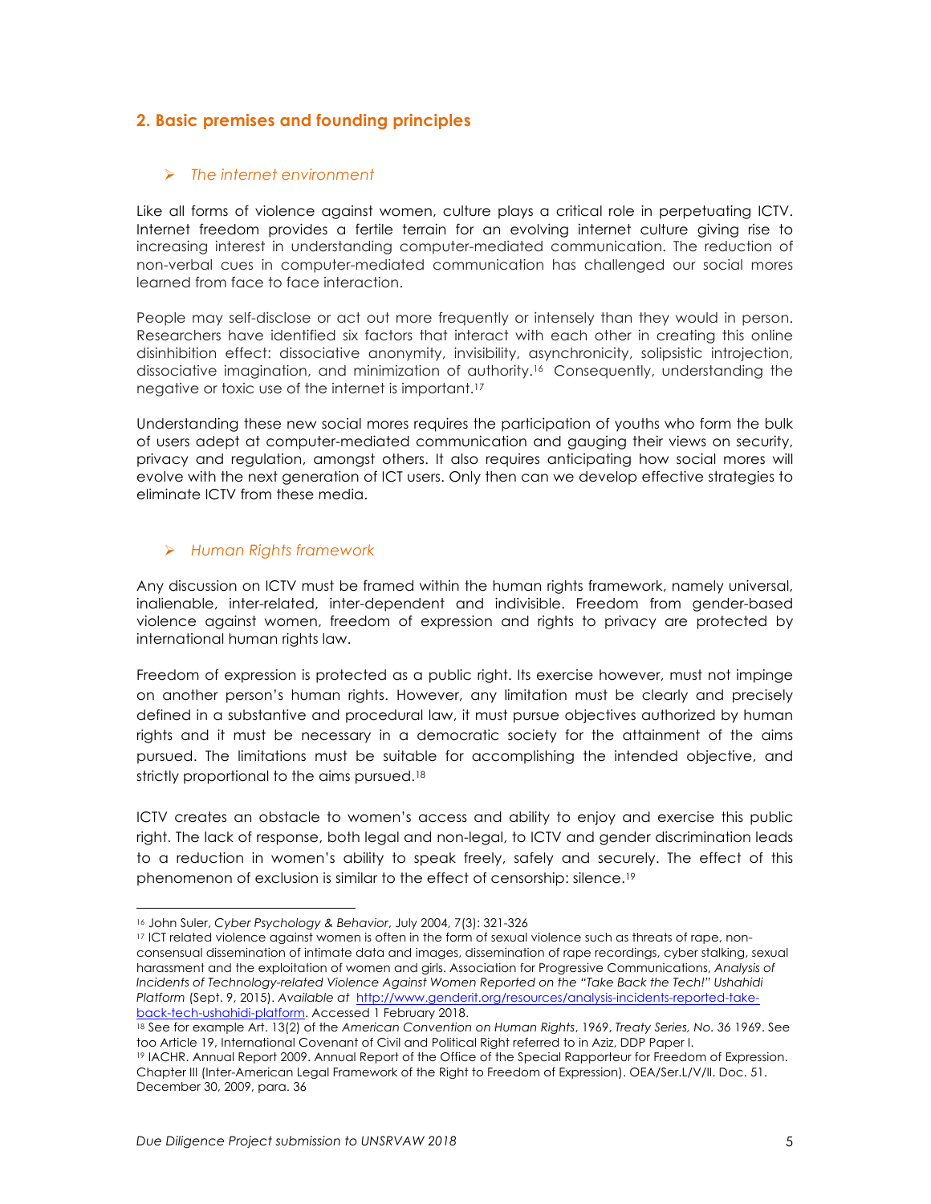## 2. Basic premises and founding principles

➢ *The internet environment*

Like all forms of violence against women, culture plays a critical role in perpetuating ICTV. Internet freedom provides a fertile terrain for an evolving internet culture giving rise to increasing interest in understanding computer-mediated communication. The reduction of non-verbal cues in computer-mediated communication has challenged our social mores learned from face to face interaction.

People may self-disclose or act out more frequently or intensely than they would in person. Researchers have identified six factors that interact with each other in creating this online disinhibition effect: dissociative anonymity, invisibility, asynchronicity, solipsistic introjection, dissociative imagination, and minimization of authority.[16] Consequently, understanding the negative or toxic use of the internet is important.[17]

Understanding these new social mores requires the participation of youths who form the bulk of users adept at computer-mediated communication and gauging their views on security, privacy and regulation, amongst others. It also requires anticipating how social mores will evolve with the next generation of ICT users. Only then can we develop effective strategies to eliminate ICTV from these media.

➢ *Human Rights framework*

Any discussion on ICTV must be framed within the human rights framework, namely universal, inalienable, inter-related, inter-dependent and indivisible. Freedom from gender-based violence against women, freedom of expression and rights to privacy are protected by international human rights law.

Freedom of expression is protected as a public right. Its exercise however, must not impinge on another person's human rights. However, any limitation must be clearly and precisely defined in a substantive and procedural law, it must pursue objectives authorized by human rights and it must be necessary in a democratic society for the attainment of the aims pursued. The limitations must be suitable for accomplishing the intended objective, and strictly proportional to the aims pursued.[18]

ICTV creates an obstacle to women's access and ability to enjoy and exercise this public right. The lack of response, both legal and non-legal, to ICTV and gender discrimination leads to a reduction in women's ability to speak freely, safely and securely. The effect of this phenomenon of exclusion is similar to the effect of censorship: silence.[19]

---

[16] John Suler, *Cyber Psychology & Behavior*, July 2004, 7(3): 321-326

[17] ICT related violence against women is often in the form of sexual violence such as threats of rape, non-consensual dissemination of intimate data and images, dissemination of rape recordings, cyber stalking, sexual harassment and the exploitation of women and girls. Association for Progressive Communications, *Analysis of Incidents of Technology-related Violence Against Women Reported on the "Take Back the Tech!" Ushahidi Platform* (Sept. 9, 2015). *Available at* http://www.genderit.org/resources/analysis-incidents-reported-take-back-tech-ushahidi-platform. Accessed 1 February 2018.

[18] See for example Art. 13(2) of the *American Convention on Human Rights*, 1969, *Treaty Series, No.* 36 1969. See too Article 19, International Covenant of Civil and Political Right referred to in Aziz, DDP Paper I.

[19] IACHR. Annual Report 2009. Annual Report of the Office of the Special Rapporteur for Freedom of Expression. Chapter III (Inter-American Legal Framework of the Right to Freedom of Expression). OEA/Ser.L/V/II. Doc. 51. December 30, 2009, para. 36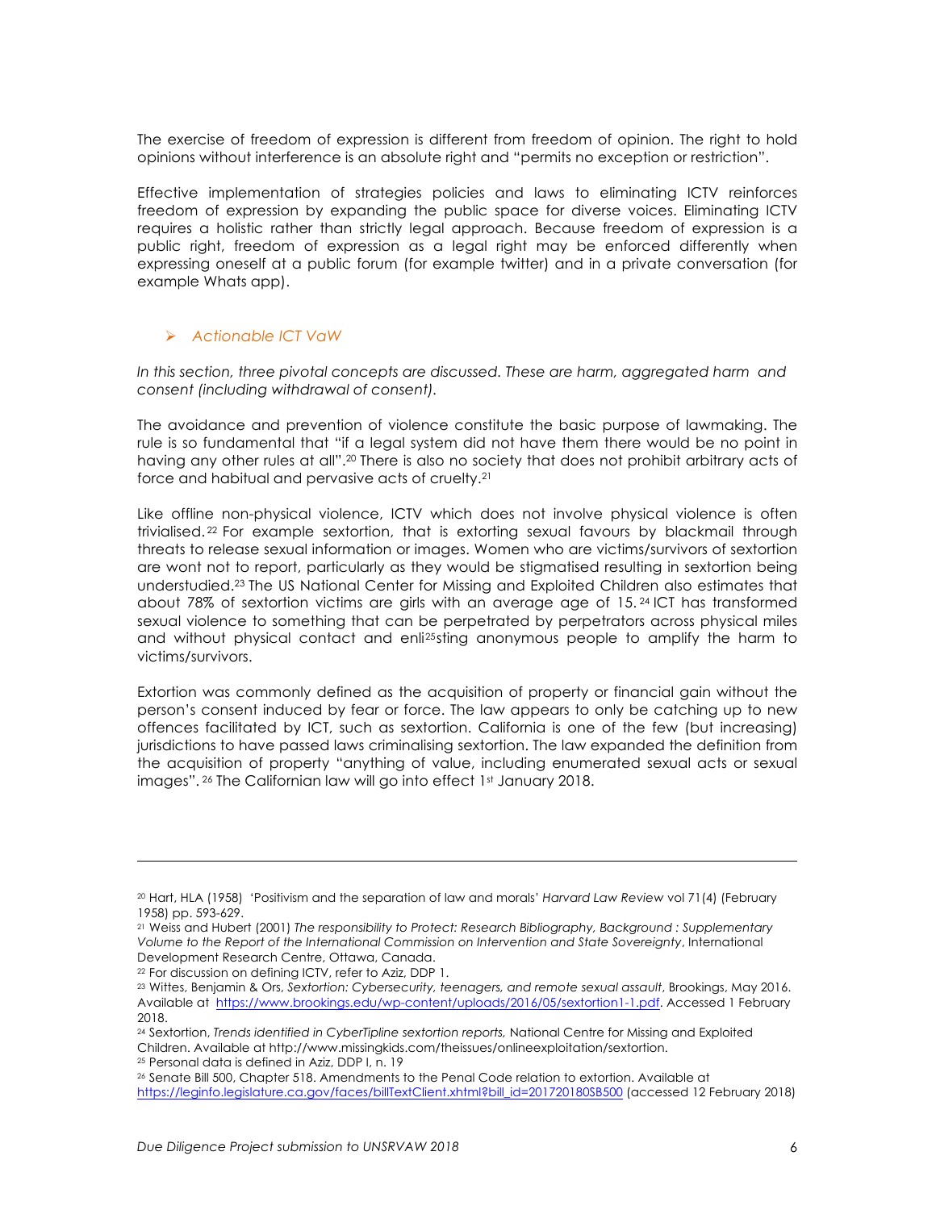The exercise of freedom of expression is different from freedom of opinion. The right to hold opinions without interference is an absolute right and "permits no exception or restriction".

Effective implementation of strategies policies and laws to eliminating ICTV reinforces freedom of expression by expanding the public space for diverse voices. Eliminating ICTV requires a holistic rather than strictly legal approach. Because freedom of expression is a public right, freedom of expression as a legal right may be enforced differently when expressing oneself at a public forum (for example twitter) and in a private conversation (for example Whats app).

### *Actionable ICT VaW*

*In this section, three pivotal concepts are discussed. These are harm, aggregated harm and consent (including withdrawal of consent).*

The avoidance and prevention of violence constitute the basic purpose of lawmaking. The rule is so fundamental that "if a legal system did not have them there would be no point in having any other rules at all".[20] There is also no society that does not prohibit arbitrary acts of force and habitual and pervasive acts of cruelty.[21]

Like offline non-physical violence, ICTV which does not involve physical violence is often trivialised.[22] For example sextortion, that is extorting sexual favours by blackmail through threats to release sexual information or images. Women who are victims/survivors of sextortion are wont not to report, particularly as they would be stigmatised resulting in sextortion being understudied.[23] The US National Center for Missing and Exploited Children also estimates that about 78% of sextortion victims are girls with an average age of 15.[24] ICT has transformed sexual violence to something that can be perpetrated by perpetrators across physical miles and without physical contact and enli[25]sting anonymous people to amplify the harm to victims/survivors.

Extortion was commonly defined as the acquisition of property or financial gain without the person's consent induced by fear or force. The law appears to only be catching up to new offences facilitated by ICT, such as sextortion. California is one of the few (but increasing) jurisdictions to have passed laws criminalising sextortion. The law expanded the definition from the acquisition of property "anything of value, including enumerated sexual acts or sexual images".[26] The Californian law will go into effect 1st January 2018.

---

[20] Hart, HLA (1958) 'Positivism and the separation of law and morals' *Harvard Law Review* vol 71(4) (February 1958) pp. 593-629.

[21] Weiss and Hubert (2001) *The responsibility to Protect: Research Bibliography, Background : Supplementary Volume to the Report of the International Commission on Intervention and State Sovereignty*, International Development Research Centre, Ottawa, Canada.

[22] For discussion on defining ICTV, refer to Aziz, DDP 1.

[23] Wittes, Benjamin & Ors, *Sextortion: Cybersecurity, teenagers, and remote sexual assault*, Brookings, May 2016. Available at https://www.brookings.edu/wp-content/uploads/2016/05/sextortion1-1.pdf. Accessed 1 February 2018.

[24] Sextortion, *Trends identified in CyberTipline sextortion reports,* National Centre for Missing and Exploited Children. Available at http://www.missingkids.com/theissues/onlineexploitation/sextortion.

[25] Personal data is defined in Aziz, DDP I, n. 19

[26] Senate Bill 500, Chapter 518. Amendments to the Penal Code relation to extortion. Available at https://leginfo.legislature.ca.gov/faces/billTextClient.xhtml?bill_id=201720180SB500 (accessed 12 February 2018)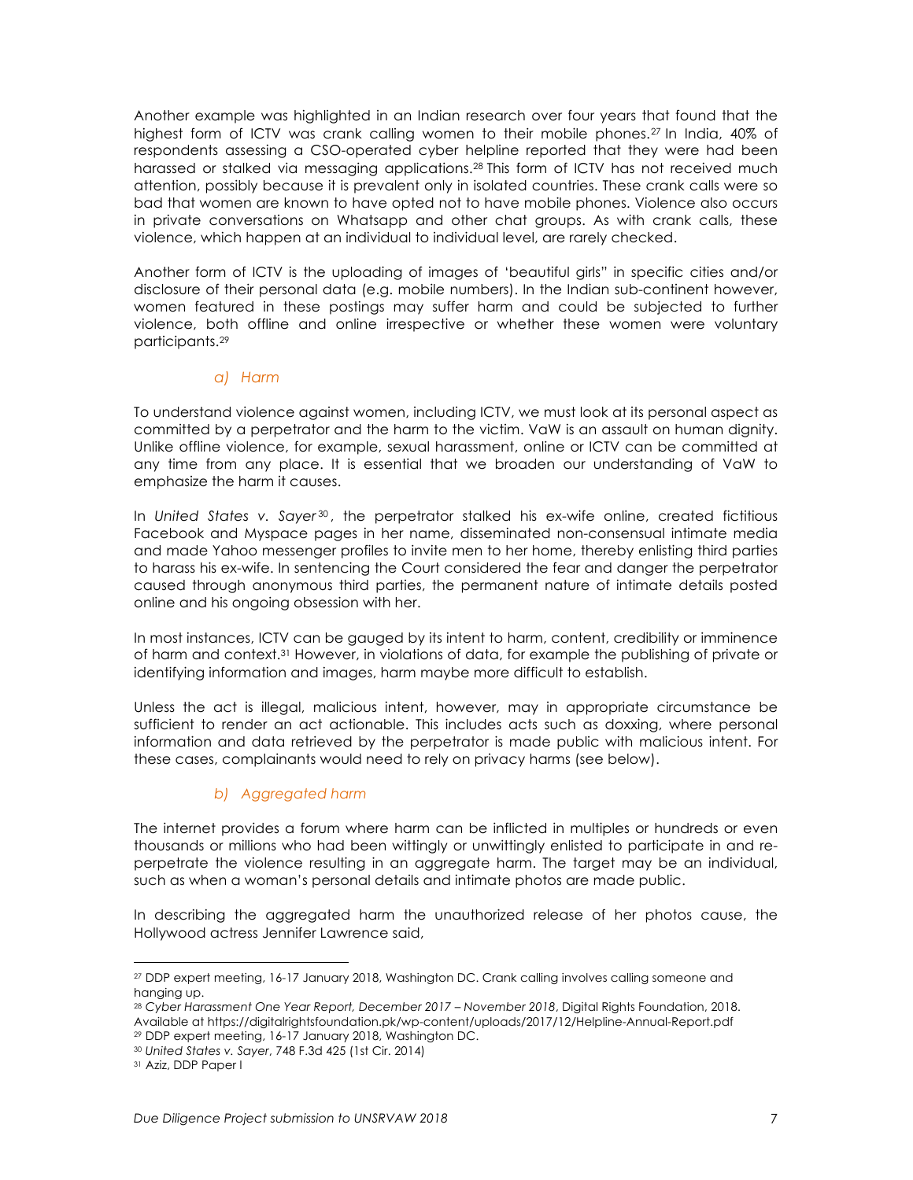Another example was highlighted in an Indian research over four years that found that the highest form of ICTV was crank calling women to their mobile phones.[27] In India, 40% of respondents assessing a CSO-operated cyber helpline reported that they were had been harassed or stalked via messaging applications.[28] This form of ICTV has not received much attention, possibly because it is prevalent only in isolated countries. These crank calls were so bad that women are known to have opted not to have mobile phones. Violence also occurs in private conversations on Whatsapp and other chat groups. As with crank calls, these violence, which happen at an individual to individual level, are rarely checked.

Another form of ICTV is the uploading of images of 'beautiful girls" in specific cities and/or disclosure of their personal data (e.g. mobile numbers). In the Indian sub-continent however, women featured in these postings may suffer harm and could be subjected to further violence, both offline and online irrespective or whether these women were voluntary participants.[29]

### *a) Harm*

To understand violence against women, including ICTV, we must look at its personal aspect as committed by a perpetrator and the harm to the victim. VaW is an assault on human dignity. Unlike offline violence, for example, sexual harassment, online or ICTV can be committed at any time from any place. It is essential that we broaden our understanding of VaW to emphasize the harm it causes.

In *United States v. Sayer*[30], the perpetrator stalked his ex-wife online, created fictitious Facebook and Myspace pages in her name, disseminated non-consensual intimate media and made Yahoo messenger profiles to invite men to her home, thereby enlisting third parties to harass his ex-wife. In sentencing the Court considered the fear and danger the perpetrator caused through anonymous third parties, the permanent nature of intimate details posted online and his ongoing obsession with her.

In most instances, ICTV can be gauged by its intent to harm, content, credibility or imminence of harm and context.[31] However, in violations of data, for example the publishing of private or identifying information and images, harm maybe more difficult to establish.

Unless the act is illegal, malicious intent, however, may in appropriate circumstance be sufficient to render an act actionable. This includes acts such as doxxing, where personal information and data retrieved by the perpetrator is made public with malicious intent. For these cases, complainants would need to rely on privacy harms (see below).

### *b) Aggregated harm*

The internet provides a forum where harm can be inflicted in multiples or hundreds or even thousands or millions who had been wittingly or unwittingly enlisted to participate in and re-perpetrate the violence resulting in an aggregate harm. The target may be an individual, such as when a woman's personal details and intimate photos are made public.

In describing the aggregated harm the unauthorized release of her photos cause, the Hollywood actress Jennifer Lawrence said,

---

[27] DDP expert meeting, 16-17 January 2018, Washington DC. Crank calling involves calling someone and hanging up.

[28] *Cyber Harassment One Year Report, December 2017 – November 2018*, Digital Rights Foundation, 2018. Available at https://digitalrightsfoundation.pk/wp-content/uploads/2017/12/Helpline-Annual-Report.pdf

[29] DDP expert meeting, 16-17 January 2018, Washington DC.

[30] *United States v. Sayer*, 748 F.3d 425 (1st Cir. 2014)

[31] Aziz, DDP Paper I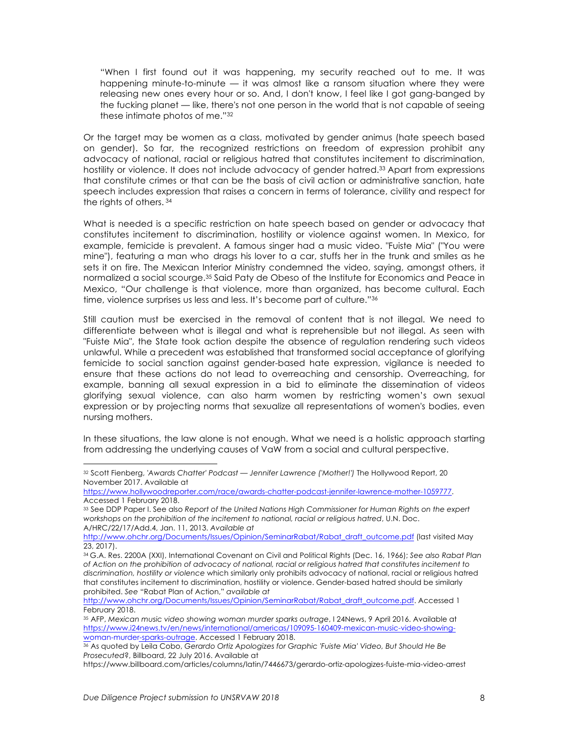> "When I first found out it was happening, my security reached out to me. It was happening minute-to-minute — it was almost like a ransom situation where they were releasing new ones every hour or so. And, I don't know, I feel like I got gang-banged by the fucking planet — like, there's not one person in the world that is not capable of seeing these intimate photos of me."[32]

Or the target may be women as a class, motivated by gender animus (hate speech based on gender). So far, the recognized restrictions on freedom of expression prohibit any advocacy of national, racial or religious hatred that constitutes incitement to discrimination, hostility or violence. It does not include advocacy of gender hatred.[33] Apart from expressions that constitute crimes or that can be the basis of civil action or administrative sanction, hate speech includes expression that raises a concern in terms of tolerance, civility and respect for the rights of others. [34]

What is needed is a specific restriction on hate speech based on gender or advocacy that constitutes incitement to discrimination, hostility or violence against women. In Mexico, for example, femicide is prevalent. A famous singer had a music video. "Fuiste Mia" ("You were mine"), featuring a man who drags his lover to a car, stuffs her in the trunk and smiles as he sets it on fire. The Mexican Interior Ministry condemned the video, saying, amongst others, it normalized a social scourge.[35] Said Paty de Obeso of the Institute for Economics and Peace in Mexico, "Our challenge is that violence, more than organized, has become cultural. Each time, violence surprises us less and less. It's become part of culture."[36]

Still caution must be exercised in the removal of content that is not illegal. We need to differentiate between what is illegal and what is reprehensible but not illegal. As seen with "Fuiste Mia", the State took action despite the absence of regulation rendering such videos unlawful. While a precedent was established that transformed social acceptance of glorifying femicide to social sanction against gender-based hate expression, vigilance is needed to ensure that these actions do not lead to overreaching and censorship. Overreaching, for example, banning all sexual expression in a bid to eliminate the dissemination of videos glorifying sexual violence, can also harm women by restricting women's own sexual expression or by projecting norms that sexualize all representations of women's bodies, even nursing mothers.

In these situations, the law alone is not enough. What we need is a holistic approach starting from addressing the underlying causes of VaW from a social and cultural perspective.

---

[32] Scott Fienberg, *'Awards Chatter' Podcast — Jennifer Lawrence ('Mother!')* The Hollywood Report, 20 November 2017. Available at https://www.hollywoodreporter.com/race/awards-chatter-podcast-jennifer-lawrence-mother-1059777. Accessed 1 February 2018.

[33] See DDP Paper I. See also *Report of the United Nations High Commissioner for Human Rights on the expert workshops on the prohibition of the incitement to national, racial or religious hatred*, U.N. Doc. A/HRC/22/17/Add.4, Jan. 11, 2013. *Available at* http://www.ohchr.org/Documents/Issues/Opinion/SeminarRabat/Rabat_draft_outcome.pdf (last visited May 23, 2017).

[34] G.A. Res. 2200A (XXI), International Covenant on Civil and Political Rights (Dec. 16, 1966); *See also Rabat Plan of Action on the prohibition of advocacy of national, racial or religious hatred that constitutes incitement to discrimination, hostility or violence* which similarly only prohibits advocacy of national, racial or religious hatred that constitutes incitement to discrimination, hostility or violence. Gender-based hatred should be similarly prohibited. *See* "Rabat Plan of Action," *available at* http://www.ohchr.org/Documents/Issues/Opinion/SeminarRabat/Rabat_draft_outcome.pdf. Accessed 1 February 2018.

[35] AFP, *Mexican music video showing woman murder sparks outrage*, I 24News, 9 April 2016. Available at https://www.i24news.tv/en/news/international/americas/109095-160409-mexican-music-video-showing-woman-murder-sparks-outrage. Accessed 1 February 2018.

[36] As quoted by Leila Cobo, *Gerardo Ortiz Apologizes for Graphic 'Fuiste Mia' Video, But Should He Be Prosecuted?*, Billboard, 22 July 2016. Available at https://www.billboard.com/articles/columns/latin/7446673/gerardo-ortiz-apologizes-fuiste-mia-video-arrest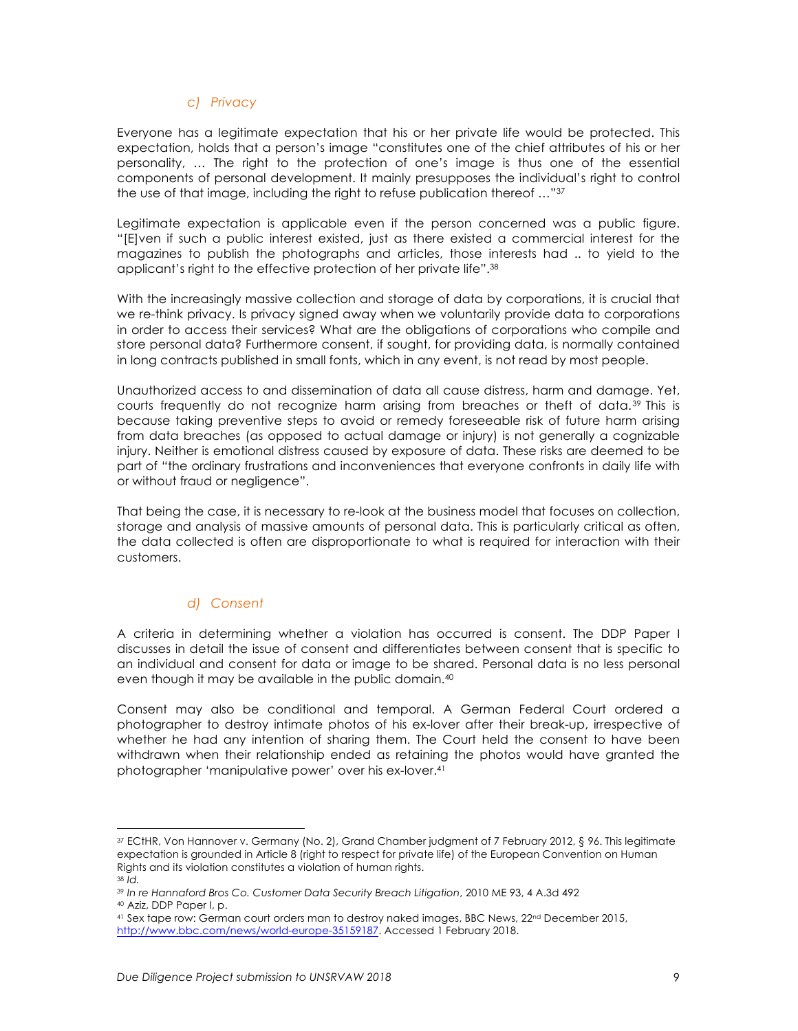### c) *Privacy*

Everyone has a legitimate expectation that his or her private life would be protected. This expectation, holds that a person's image "constitutes one of the chief attributes of his or her personality, … The right to the protection of one's image is thus one of the essential components of personal development. It mainly presupposes the individual's right to control the use of that image, including the right to refuse publication thereof …"[37]

Legitimate expectation is applicable even if the person concerned was a public figure. "[E]ven if such a public interest existed, just as there existed a commercial interest for the magazines to publish the photographs and articles, those interests had .. to yield to the applicant's right to the effective protection of her private life".[38]

With the increasingly massive collection and storage of data by corporations, it is crucial that we re-think privacy. Is privacy signed away when we voluntarily provide data to corporations in order to access their services? What are the obligations of corporations who compile and store personal data? Furthermore consent, if sought, for providing data, is normally contained in long contracts published in small fonts, which in any event, is not read by most people.

Unauthorized access to and dissemination of data all cause distress, harm and damage. Yet, courts frequently do not recognize harm arising from breaches or theft of data.[39] This is because taking preventive steps to avoid or remedy foreseeable risk of future harm arising from data breaches (as opposed to actual damage or injury) is not generally a cognizable injury. Neither is emotional distress caused by exposure of data. These risks are deemed to be part of "the ordinary frustrations and inconveniences that everyone confronts in daily life with or without fraud or negligence".

That being the case, it is necessary to re-look at the business model that focuses on collection, storage and analysis of massive amounts of personal data. This is particularly critical as often, the data collected is often are disproportionate to what is required for interaction with their customers.

### d) *Consent*

A criteria in determining whether a violation has occurred is consent. The DDP Paper I discusses in detail the issue of consent and differentiates between consent that is specific to an individual and consent for data or image to be shared. Personal data is no less personal even though it may be available in the public domain.[40]

Consent may also be conditional and temporal. A German Federal Court ordered a photographer to destroy intimate photos of his ex-lover after their break-up, irrespective of whether he had any intention of sharing them. The Court held the consent to have been withdrawn when their relationship ended as retaining the photos would have granted the photographer 'manipulative power' over his ex-lover.[41]

---

[37] ECtHR, Von Hannover v. Germany (No. 2), Grand Chamber judgment of 7 February 2012, § 96. This legitimate expectation is grounded in Article 8 (right to respect for private life) of the European Convention on Human Rights and its violation constitutes a violation of human rights.

[38] *Id.*

[39] *In re Hannaford Bros Co. Customer Data Security Breach Litigation*, 2010 ME 93, 4 A.3d 492

[40] Aziz, DDP Paper I, p.

[41] Sex tape row: German court orders man to destroy naked images, BBC News, 22nd December 2015, http://www.bbc.com/news/world-europe-35159187. Accessed 1 February 2018.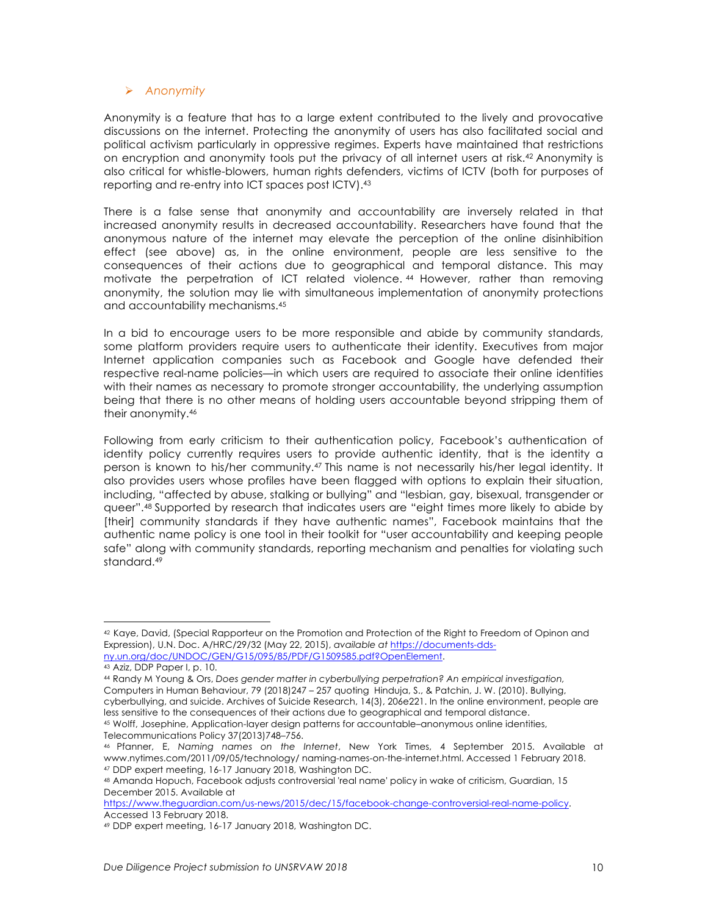- *Anonymity*

Anonymity is a feature that has to a large extent contributed to the lively and provocative discussions on the internet. Protecting the anonymity of users has also facilitated social and political activism particularly in oppressive regimes. Experts have maintained that restrictions on encryption and anonymity tools put the privacy of all internet users at risk.[42] Anonymity is also critical for whistle-blowers, human rights defenders, victims of ICTV (both for purposes of reporting and re-entry into ICT spaces post ICTV).[43]

There is a false sense that anonymity and accountability are inversely related in that increased anonymity results in decreased accountability. Researchers have found that the anonymous nature of the internet may elevate the perception of the online disinhibition effect (see above) as, in the online environment, people are less sensitive to the consequences of their actions due to geographical and temporal distance. This may motivate the perpetration of ICT related violence.[44] However, rather than removing anonymity, the solution may lie with simultaneous implementation of anonymity protections and accountability mechanisms.[45]

In a bid to encourage users to be more responsible and abide by community standards, some platform providers require users to authenticate their identity. Executives from major Internet application companies such as Facebook and Google have defended their respective real-name policies—in which users are required to associate their online identities with their names as necessary to promote stronger accountability, the underlying assumption being that there is no other means of holding users accountable beyond stripping them of their anonymity.[46]

Following from early criticism to their authentication policy, Facebook's authentication of identity policy currently requires users to provide authentic identity, that is the identity a person is known to his/her community.[47] This name is not necessarily his/her legal identity. It also provides users whose profiles have been flagged with options to explain their situation, including, "affected by abuse, stalking or bullying" and "lesbian, gay, bisexual, transgender or queer".[48] Supported by research that indicates users are "eight times more likely to abide by [their] community standards if they have authentic names", Facebook maintains that the authentic name policy is one tool in their toolkit for "user accountability and keeping people safe" along with community standards, reporting mechanism and penalties for violating such standard.[49]

---

[42] Kaye, David, (Special Rapporteur on the Promotion and Protection of the Right to Freedom of Opinon and Expression), U.N. Doc. A/HRC/29/32 (May 22, 2015), *available at* https://documents-dds-ny.un.org/doc/UNDOC/GEN/G15/095/85/PDF/G1509585.pdf?OpenElement.

[43] Aziz, DDP Paper I, p. 10.

[44] Randy M Young & Ors, *Does gender matter in cyberbullying perpetration? An empirical investigation*, Computers in Human Behaviour, 79 (2018)247 – 257 quoting Hinduja, S., & Patchin, J. W. (2010). Bullying, cyberbullying, and suicide. Archives of Suicide Research, 14(3), 206e221. In the online environment, people are less sensitive to the consequences of their actions due to geographical and temporal distance.

[45] Wolff, Josephine, Application-layer design patterns for accountable–anonymous online identities, Telecommunications Policy 37(2013)748–756.

[46] Pfanner, E, *Naming names on the Internet*, New York Times, 4 September 2015. Available at www.nytimes.com/2011/09/05/technology/ naming-names-on-the-internet.html. Accessed 1 February 2018.

[47] DDP expert meeting, 16-17 January 2018, Washington DC.

[48] Amanda Hopuch, Facebook adjusts controversial 'real name' policy in wake of criticism, Guardian, 15 December 2015. Available at https://www.theguardian.com/us-news/2015/dec/15/facebook-change-controversial-real-name-policy. Accessed 13 February 2018.

[49] DDP expert meeting, 16-17 January 2018, Washington DC.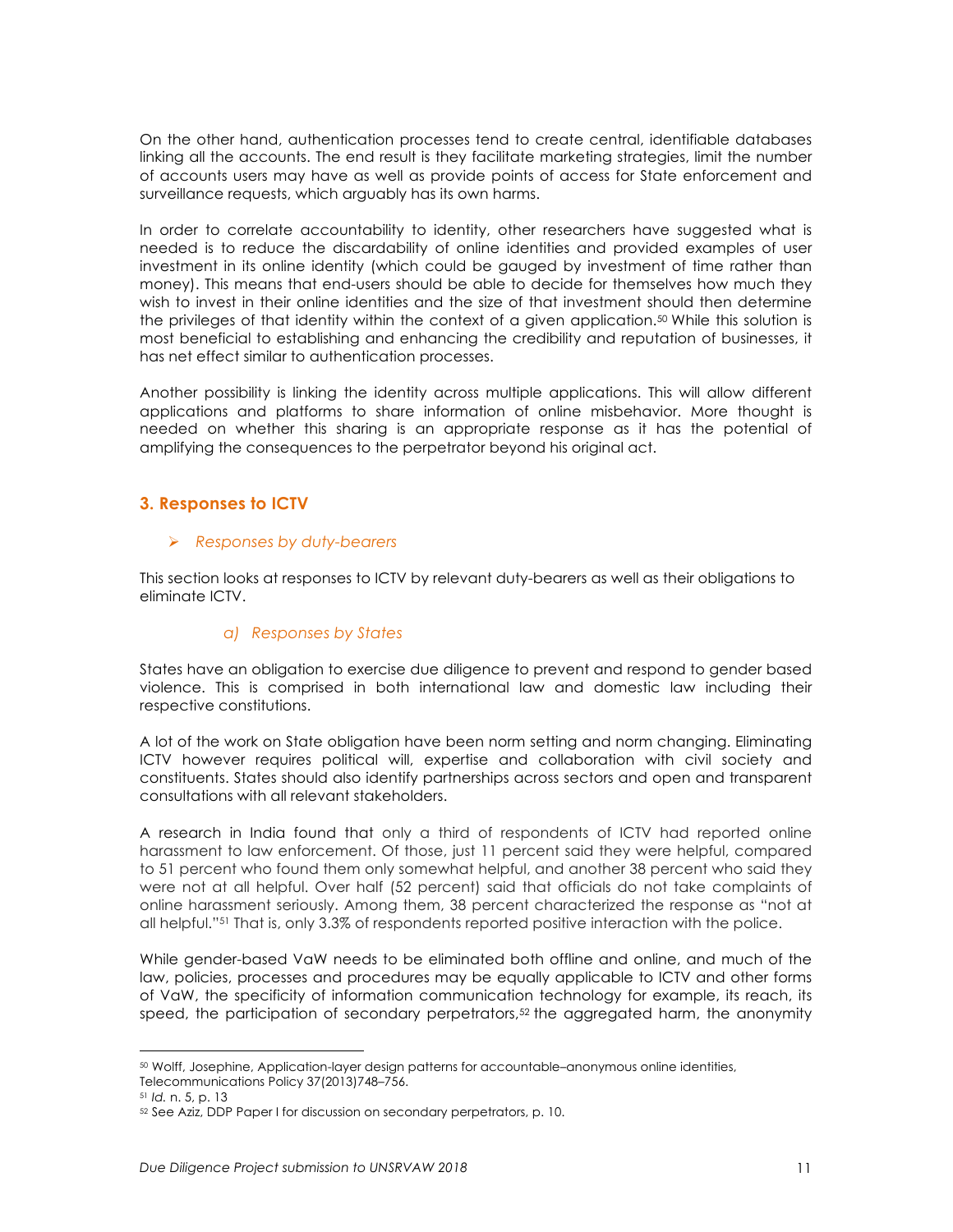On the other hand, authentication processes tend to create central, identifiable databases linking all the accounts. The end result is they facilitate marketing strategies, limit the number of accounts users may have as well as provide points of access for State enforcement and surveillance requests, which arguably has its own harms.

In order to correlate accountability to identity, other researchers have suggested what is needed is to reduce the discardability of online identities and provided examples of user investment in its online identity (which could be gauged by investment of time rather than money). This means that end-users should be able to decide for themselves how much they wish to invest in their online identities and the size of that investment should then determine the privileges of that identity within the context of a given application.[50] While this solution is most beneficial to establishing and enhancing the credibility and reputation of businesses, it has net effect similar to authentication processes.

Another possibility is linking the identity across multiple applications. This will allow different applications and platforms to share information of online misbehavior. More thought is needed on whether this sharing is an appropriate response as it has the potential of amplifying the consequences to the perpetrator beyond his original act.

## 3. Responses to ICTV

- *Responses by duty-bearers*

This section looks at responses to ICTV by relevant duty-bearers as well as their obligations to eliminate ICTV.

### *a) Responses by States*

States have an obligation to exercise due diligence to prevent and respond to gender based violence. This is comprised in both international law and domestic law including their respective constitutions.

A lot of the work on State obligation have been norm setting and norm changing. Eliminating ICTV however requires political will, expertise and collaboration with civil society and constituents. States should also identify partnerships across sectors and open and transparent consultations with all relevant stakeholders.

A research in India found that only a third of respondents of ICTV had reported online harassment to law enforcement. Of those, just 11 percent said they were helpful, compared to 51 percent who found them only somewhat helpful, and another 38 percent who said they were not at all helpful. Over half (52 percent) said that officials do not take complaints of online harassment seriously. Among them, 38 percent characterized the response as "not at all helpful."[51] That is, only 3.3% of respondents reported positive interaction with the police.

While gender-based VaW needs to be eliminated both offline and online, and much of the law, policies, processes and procedures may be equally applicable to ICTV and other forms of VaW, the specificity of information communication technology for example, its reach, its speed, the participation of secondary perpetrators,[52] the aggregated harm, the anonymity

---

[50] Wolff, Josephine, Application-layer design patterns for accountable–anonymous online identities, Telecommunications Policy 37(2013)748–756.

[51] *Id.* n. 5, p. 13

[52] See Aziz, DDP Paper I for discussion on secondary perpetrators, p. 10.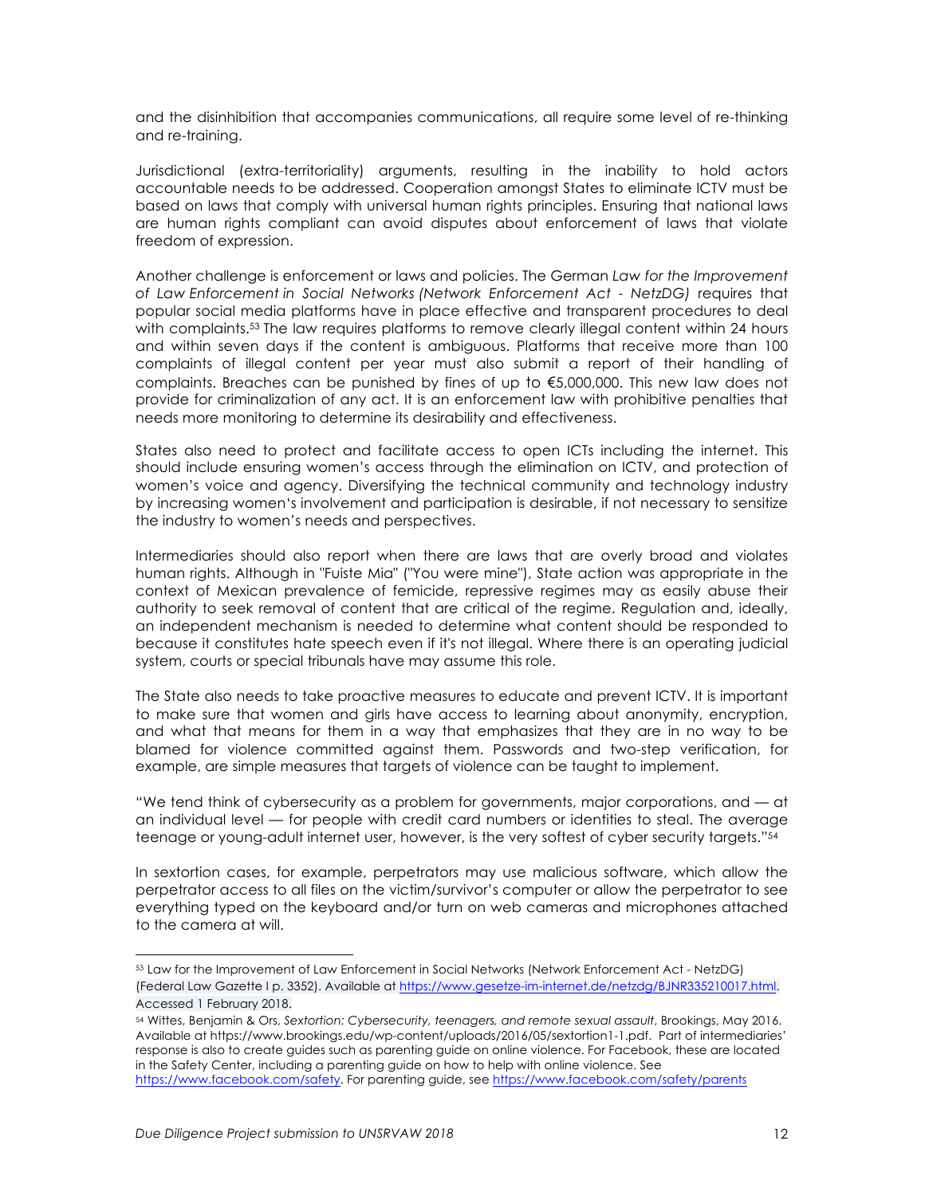and the disinhibition that accompanies communications, all require some level of re-thinking and re-training.

Jurisdictional (extra-territoriality) arguments, resulting in the inability to hold actors accountable needs to be addressed. Cooperation amongst States to eliminate ICTV must be based on laws that comply with universal human rights principles. Ensuring that national laws are human rights compliant can avoid disputes about enforcement of laws that violate freedom of expression.

Another challenge is enforcement or laws and policies. The German *Law for the Improvement of Law Enforcement in Social Networks (Network Enforcement Act - NetzDG)* requires that popular social media platforms have in place effective and transparent procedures to deal with complaints.[53] The law requires platforms to remove clearly illegal content within 24 hours and within seven days if the content is ambiguous. Platforms that receive more than 100 complaints of illegal content per year must also submit a report of their handling of complaints. Breaches can be punished by fines of up to €5,000,000. This new law does not provide for criminalization of any act. It is an enforcement law with prohibitive penalties that needs more monitoring to determine its desirability and effectiveness.

States also need to protect and facilitate access to open ICTs including the internet. This should include ensuring women's access through the elimination on ICTV, and protection of women's voice and agency. Diversifying the technical community and technology industry by increasing women's involvement and participation is desirable, if not necessary to sensitize the industry to women's needs and perspectives.

Intermediaries should also report when there are laws that are overly broad and violates human rights. Although in "Fuiste Mia" ("You were mine"), State action was appropriate in the context of Mexican prevalence of femicide, repressive regimes may as easily abuse their authority to seek removal of content that are critical of the regime. Regulation and, ideally, an independent mechanism is needed to determine what content should be responded to because it constitutes hate speech even if it's not illegal. Where there is an operating judicial system, courts or special tribunals have may assume this role.

The State also needs to take proactive measures to educate and prevent ICTV. It is important to make sure that women and girls have access to learning about anonymity, encryption, and what that means for them in a way that emphasizes that they are in no way to be blamed for violence committed against them. Passwords and two-step verification, for example, are simple measures that targets of violence can be taught to implement.

"We tend think of cybersecurity as a problem for governments, major corporations, and — at an individual level — for people with credit card numbers or identities to steal. The average teenage or young-adult internet user, however, is the very softest of cyber security targets."[54]

In sextortion cases, for example, perpetrators may use malicious software, which allow the perpetrator access to all files on the victim/survivor's computer or allow the perpetrator to see everything typed on the keyboard and/or turn on web cameras and microphones attached to the camera at will.

---

[53] Law for the Improvement of Law Enforcement in Social Networks (Network Enforcement Act - NetzDG) (Federal Law Gazette I p. 3352). Available at https://www.gesetze-im-internet.de/netzdg/BJNR335210017.html. Accessed 1 February 2018.

[54] Wittes, Benjamin & Ors, *Sextortion: Cybersecurity, teenagers, and remote sexual assault*, Brookings, May 2016. Available at https://www.brookings.edu/wp-content/uploads/2016/05/sextortion1-1.pdf. Part of intermediaries' response is also to create guides such as parenting guide on online violence. For Facebook, these are located in the Safety Center, including a parenting guide on how to help with online violence. See https://www.facebook.com/safety. For parenting guide, see https://www.facebook.com/safety/parents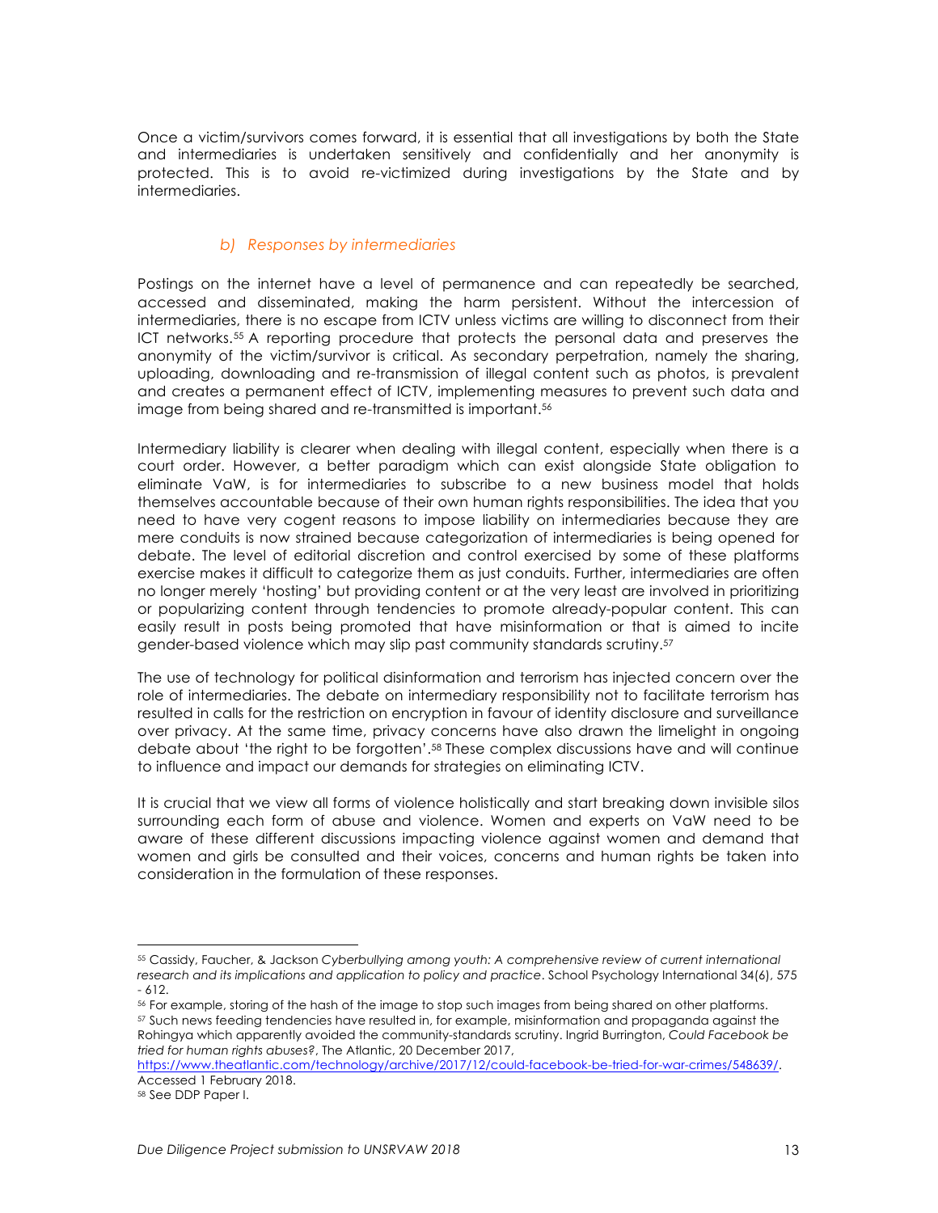Once a victim/survivors comes forward, it is essential that all investigations by both the State and intermediaries is undertaken sensitively and confidentially and her anonymity is protected. This is to avoid re-victimized during investigations by the State and by intermediaries.

### *b) Responses by intermediaries*

Postings on the internet have a level of permanence and can repeatedly be searched, accessed and disseminated, making the harm persistent. Without the intercession of intermediaries, there is no escape from ICTV unless victims are willing to disconnect from their ICT networks.[55] A reporting procedure that protects the personal data and preserves the anonymity of the victim/survivor is critical. As secondary perpetration, namely the sharing, uploading, downloading and re-transmission of illegal content such as photos, is prevalent and creates a permanent effect of ICTV, implementing measures to prevent such data and image from being shared and re-transmitted is important.[56]

Intermediary liability is clearer when dealing with illegal content, especially when there is a court order. However, a better paradigm which can exist alongside State obligation to eliminate VaW, is for intermediaries to subscribe to a new business model that holds themselves accountable because of their own human rights responsibilities. The idea that you need to have very cogent reasons to impose liability on intermediaries because they are mere conduits is now strained because categorization of intermediaries is being opened for debate. The level of editorial discretion and control exercised by some of these platforms exercise makes it difficult to categorize them as just conduits. Further, intermediaries are often no longer merely 'hosting' but providing content or at the very least are involved in prioritizing or popularizing content through tendencies to promote already-popular content. This can easily result in posts being promoted that have misinformation or that is aimed to incite gender-based violence which may slip past community standards scrutiny.[57]

The use of technology for political disinformation and terrorism has injected concern over the role of intermediaries. The debate on intermediary responsibility not to facilitate terrorism has resulted in calls for the restriction on encryption in favour of identity disclosure and surveillance over privacy. At the same time, privacy concerns have also drawn the limelight in ongoing debate about 'the right to be forgotten'.[58] These complex discussions have and will continue to influence and impact our demands for strategies on eliminating ICTV.

It is crucial that we view all forms of violence holistically and start breaking down invisible silos surrounding each form of abuse and violence. Women and experts on VaW need to be aware of these different discussions impacting violence against women and demand that women and girls be consulted and their voices, concerns and human rights be taken into consideration in the formulation of these responses.

---

[55] Cassidy, Faucher, & Jackson *Cyberbullying among youth: A comprehensive review of current international research and its implications and application to policy and practice*. School Psychology International 34(6), 575 - 612.

[56] For example, storing of the hash of the image to stop such images from being shared on other platforms.

[57] Such news feeding tendencies have resulted in, for example, misinformation and propaganda against the Rohingya which apparently avoided the community-standards scrutiny. Ingrid Burrington, *Could Facebook be tried for human rights abuses?*, The Atlantic, 20 December 2017, https://www.theatlantic.com/technology/archive/2017/12/could-facebook-be-tried-for-war-crimes/548639/. Accessed 1 February 2018.

[58] See DDP Paper I.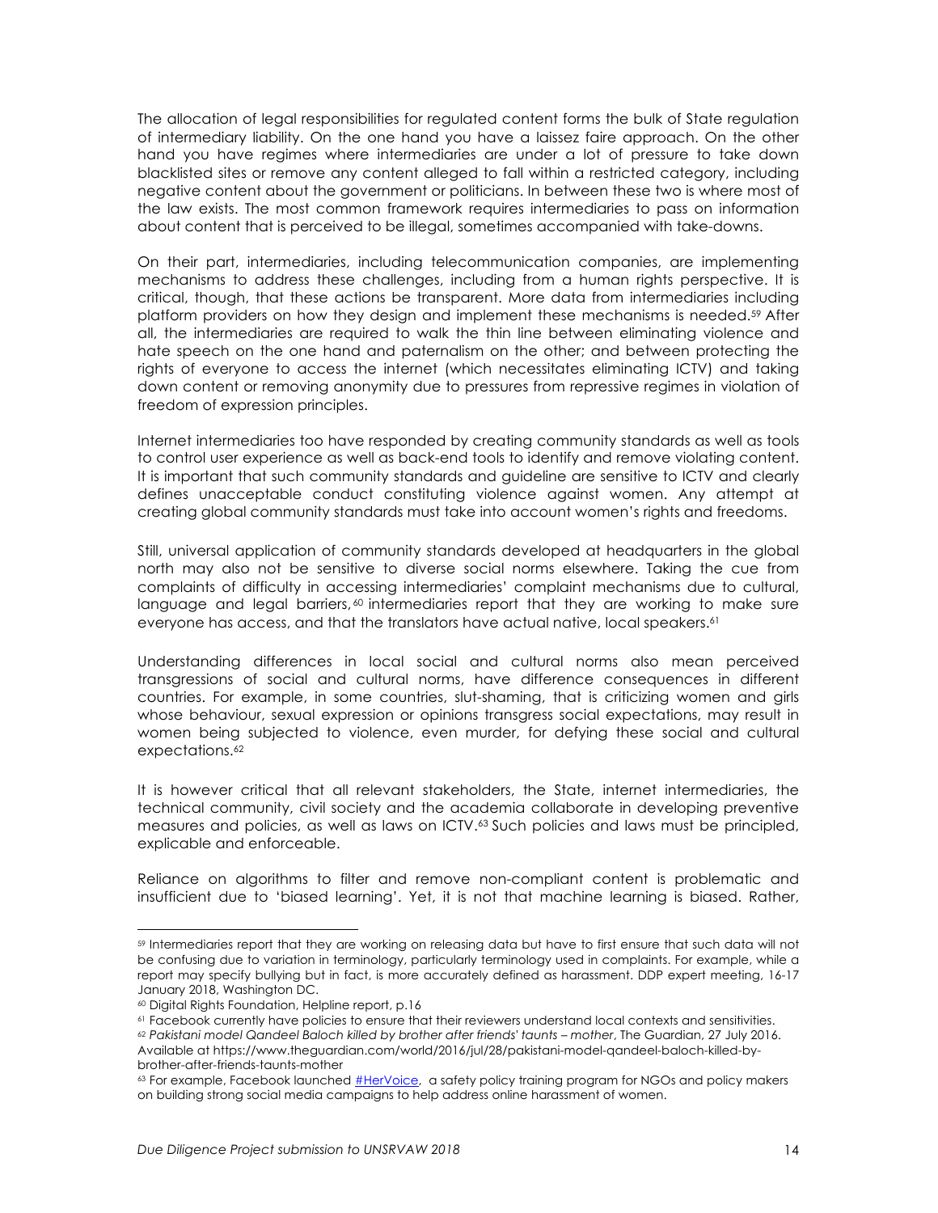The allocation of legal responsibilities for regulated content forms the bulk of State regulation of intermediary liability. On the one hand you have a laissez faire approach. On the other hand you have regimes where intermediaries are under a lot of pressure to take down blacklisted sites or remove any content alleged to fall within a restricted category, including negative content about the government or politicians. In between these two is where most of the law exists. The most common framework requires intermediaries to pass on information about content that is perceived to be illegal, sometimes accompanied with take-downs.

On their part, intermediaries, including telecommunication companies, are implementing mechanisms to address these challenges, including from a human rights perspective. It is critical, though, that these actions be transparent. More data from intermediaries including platform providers on how they design and implement these mechanisms is needed.[59] After all, the intermediaries are required to walk the thin line between eliminating violence and hate speech on the one hand and paternalism on the other; and between protecting the rights of everyone to access the internet (which necessitates eliminating ICTV) and taking down content or removing anonymity due to pressures from repressive regimes in violation of freedom of expression principles.

Internet intermediaries too have responded by creating community standards as well as tools to control user experience as well as back-end tools to identify and remove violating content. It is important that such community standards and guideline are sensitive to ICTV and clearly defines unacceptable conduct constituting violence against women. Any attempt at creating global community standards must take into account women's rights and freedoms.

Still, universal application of community standards developed at headquarters in the global north may also not be sensitive to diverse social norms elsewhere. Taking the cue from complaints of difficulty in accessing intermediaries' complaint mechanisms due to cultural, language and legal barriers,[60] intermediaries report that they are working to make sure everyone has access, and that the translators have actual native, local speakers.[61]

Understanding differences in local social and cultural norms also mean perceived transgressions of social and cultural norms, have difference consequences in different countries. For example, in some countries, slut-shaming, that is criticizing women and girls whose behaviour, sexual expression or opinions transgress social expectations, may result in women being subjected to violence, even murder, for defying these social and cultural expectations.[62]

It is however critical that all relevant stakeholders, the State, internet intermediaries, the technical community, civil society and the academia collaborate in developing preventive measures and policies, as well as laws on ICTV.[63] Such policies and laws must be principled, explicable and enforceable.

Reliance on algorithms to filter and remove non-compliant content is problematic and insufficient due to 'biased learning'. Yet, it is not that machine learning is biased. Rather,

---

[59] Intermediaries report that they are working on releasing data but have to first ensure that such data will not be confusing due to variation in terminology, particularly terminology used in complaints. For example, while a report may specify bullying but in fact, is more accurately defined as harassment. DDP expert meeting, 16-17 January 2018, Washington DC.

[60] Digital Rights Foundation, Helpline report, p.16

[61] Facebook currently have policies to ensure that their reviewers understand local contexts and sensitivities.

[62] *Pakistani model Qandeel Baloch killed by brother after friends' taunts – mother*, The Guardian, 27 July 2016. Available at https://www.theguardian.com/world/2016/jul/28/pakistani-model-qandeel-baloch-killed-by-brother-after-friends-taunts-mother

[63] For example, Facebook launched #HerVoice, a safety policy training program for NGOs and policy makers on building strong social media campaigns to help address online harassment of women.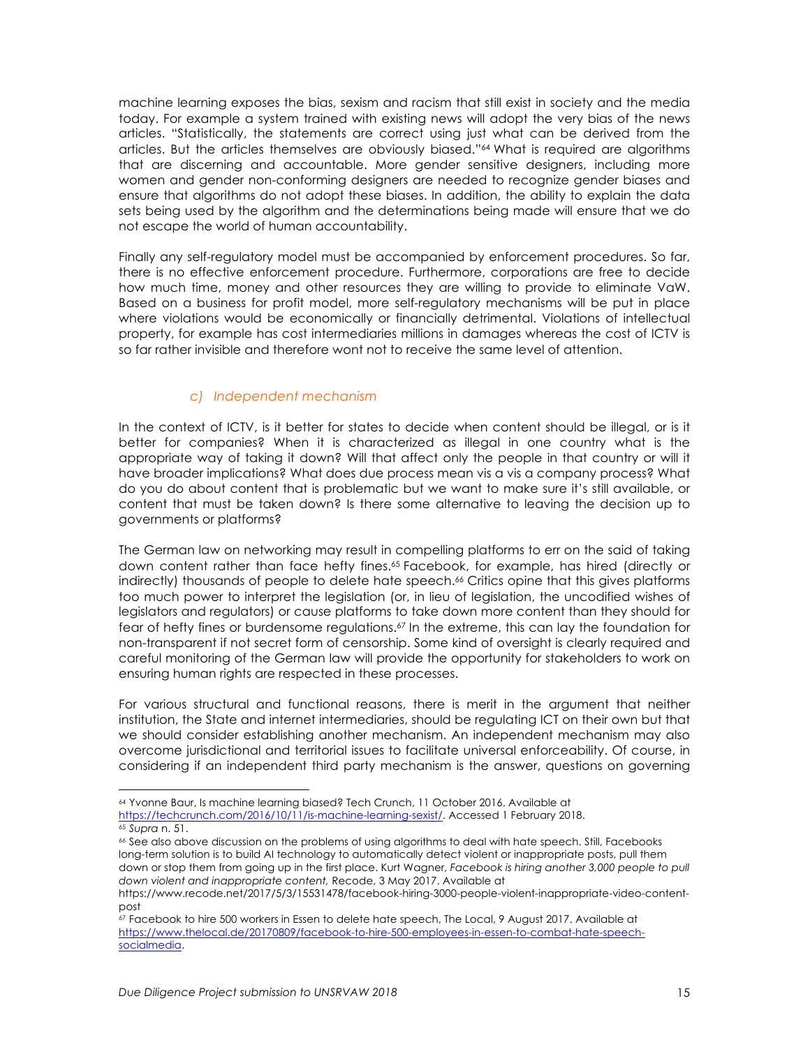machine learning exposes the bias, sexism and racism that still exist in society and the media today. For example a system trained with existing news will adopt the very bias of the news articles. "Statistically, the statements are correct using just what can be derived from the articles. But the articles themselves are obviously biased."[64] What is required are algorithms that are discerning and accountable. More gender sensitive designers, including more women and gender non-conforming designers are needed to recognize gender biases and ensure that algorithms do not adopt these biases. In addition, the ability to explain the data sets being used by the algorithm and the determinations being made will ensure that we do not escape the world of human accountability.

Finally any self-regulatory model must be accompanied by enforcement procedures. So far, there is no effective enforcement procedure. Furthermore, corporations are free to decide how much time, money and other resources they are willing to provide to eliminate VaW. Based on a business for profit model, more self-regulatory mechanisms will be put in place where violations would be economically or financially detrimental. Violations of intellectual property, for example has cost intermediaries millions in damages whereas the cost of ICTV is so far rather invisible and therefore wont not to receive the same level of attention.

### *c) Independent mechanism*

In the context of ICTV, is it better for states to decide when content should be illegal, or is it better for companies? When it is characterized as illegal in one country what is the appropriate way of taking it down? Will that affect only the people in that country or will it have broader implications? What does due process mean vis a vis a company process? What do you do about content that is problematic but we want to make sure it's still available, or content that must be taken down? Is there some alternative to leaving the decision up to governments or platforms?

The German law on networking may result in compelling platforms to err on the said of taking down content rather than face hefty fines.[65] Facebook, for example, has hired (directly or indirectly) thousands of people to delete hate speech.[66] Critics opine that this gives platforms too much power to interpret the legislation (or, in lieu of legislation, the uncodified wishes of legislators and regulators) or cause platforms to take down more content than they should for fear of hefty fines or burdensome regulations.[67] In the extreme, this can lay the foundation for non-transparent if not secret form of censorship. Some kind of oversight is clearly required and careful monitoring of the German law will provide the opportunity for stakeholders to work on ensuring human rights are respected in these processes.

For various structural and functional reasons, there is merit in the argument that neither institution, the State and internet intermediaries, should be regulating ICT on their own but that we should consider establishing another mechanism. An independent mechanism may also overcome jurisdictional and territorial issues to facilitate universal enforceability. Of course, in considering if an independent third party mechanism is the answer, questions on governing

---

[64] Yvonne Baur, Is machine learning biased? Tech Crunch, 11 October 2016. Available at https://techcrunch.com/2016/10/11/is-machine-learning-sexist/. Accessed 1 February 2018.

[65] *Supra* n. 51.

[66] See also above discussion on the problems of using algorithms to deal with hate speech. Still, Facebooks long-term solution is to build AI technology to automatically detect violent or inappropriate posts, pull them down or stop them from going up in the first place. Kurt Wagner, *Facebook is hiring another 3,000 people to pull down violent and inappropriate content,* Recode, 3 May 2017. Available at https://www.recode.net/2017/5/3/15531478/facebook-hiring-3000-people-violent-inappropriate-video-content-post

[67] Facebook to hire 500 workers in Essen to delete hate speech, The Local, 9 August 2017. Available at https://www.thelocal.de/20170809/facebook-to-hire-500-employees-in-essen-to-combat-hate-speech-socialmedia.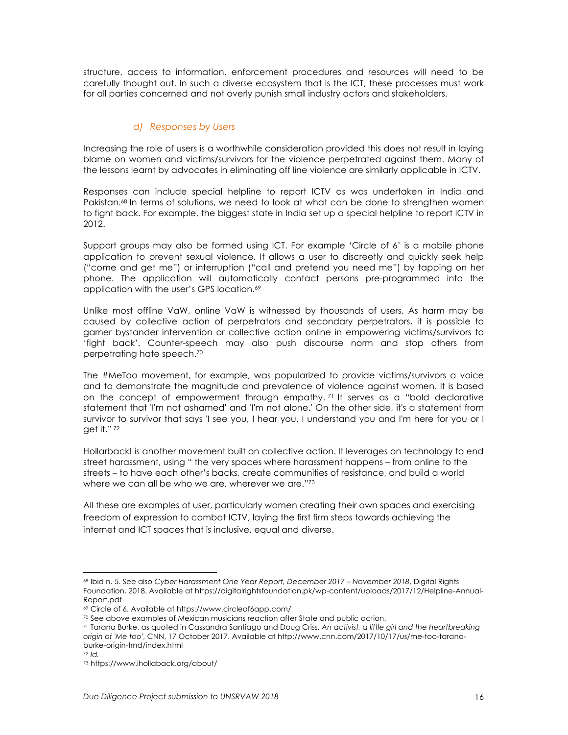structure, access to information, enforcement procedures and resources will need to be carefully thought out. In such a diverse ecosystem that is the ICT, these processes must work for all parties concerned and not overly punish small industry actors and stakeholders.

### *d) Responses by Users*

Increasing the role of users is a worthwhile consideration provided this does not result in laying blame on women and victims/survivors for the violence perpetrated against them. Many of the lessons learnt by advocates in eliminating off line violence are similarly applicable in ICTV.

Responses can include special helpline to report ICTV as was undertaken in India and Pakistan.[68] In terms of solutions, we need to look at what can be done to strengthen women to fight back. For example, the biggest state in India set up a special helpline to report ICTV in 2012.

Support groups may also be formed using ICT. For example 'Circle of 6' is a mobile phone application to prevent sexual violence. It allows a user to discreetly and quickly seek help ("come and get me") or interruption ("call and pretend you need me") by tapping on her phone. The application will automatically contact persons pre-programmed into the application with the user's GPS location.[69]

Unlike most offline VaW, online VaW is witnessed by thousands of users. As harm may be caused by collective action of perpetrators and secondary perpetrators, it is possible to garner bystander intervention or collective action online in empowering victims/survivors to 'fight back'. Counter-speech may also push discourse norm and stop others from perpetrating hate speech.[70]

The #MeToo movement, for example, was popularized to provide victims/survivors a voice and to demonstrate the magnitude and prevalence of violence against women. It is based on the concept of empowerment through empathy.[71] It serves as a "bold declarative statement that 'I'm not ashamed' and 'I'm not alone.' On the other side, it's a statement from survivor to survivor that says 'I see you, I hear you, I understand you and I'm here for you or I get it."[72]

Hollarback! is another movement built on collective action. It leverages on technology to end street harassment, using " the very spaces where harassment happens – from online to the streets – to have each other's backs, create communities of resistance, and build a world where we can all be who we are, wherever we are."[73]

All these are examples of user, particularly women creating their own spaces and exercising freedom of expression to combat ICTV, laying the first firm steps towards achieving the internet and ICT spaces that is inclusive, equal and diverse.

---

[68] Ibid n. 5. See also *Cyber Harassment One Year Report, December 2017 – November 2018*, Digital Rights Foundation, 2018. Available at https://digitalrightsfoundation.pk/wp-content/uploads/2017/12/Helpline-Annual-Report.pdf

[69] Circle of 6. Available at https://www.circleof6app.com/

[70] See above examples of Mexican musicians reaction after State and public action.

[71] Tarana Burke, as quoted in Cassandra Santiago and Doug Criss, *An activist, a little girl and the heartbreaking origin of 'Me too'*, CNN, 17 October 2017. Available at http://www.cnn.com/2017/10/17/us/me-too-tarana-burke-origin-trnd/index.html

[72] *Id.*

[73] https://www.ihollaback.org/about/